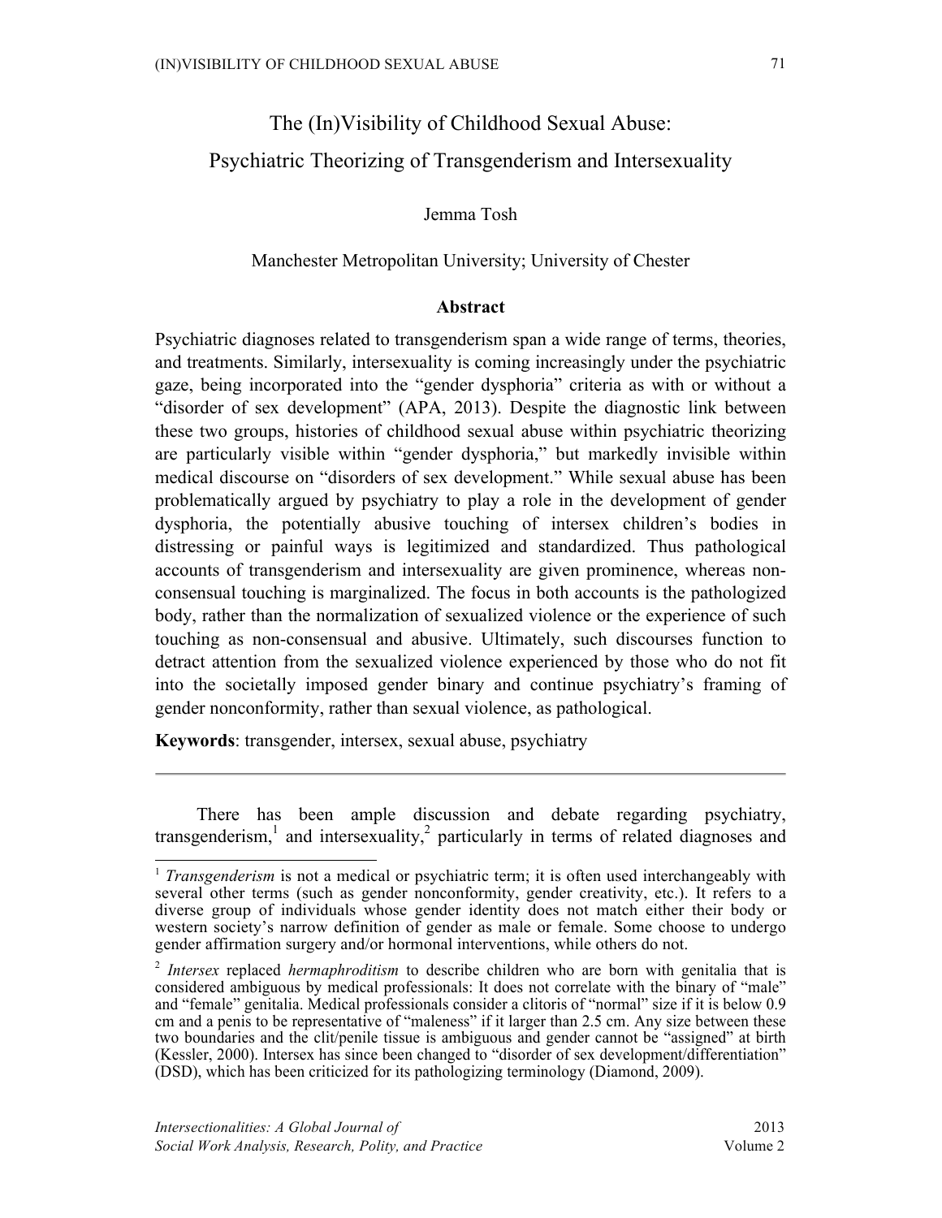# The (In)Visibility of Childhood Sexual Abuse: Psychiatric Theorizing of Transgenderism and Intersexuality

Jemma Tosh

Manchester Metropolitan University; University of Chester

## Abstract

Psychiatric diagnoses related to transgenderism span a wide range of terms, theories, and treatments. Similarly, intersexuality is coming increasingly under the psychiatric gaze, being incorporated into the "gender dysphoria" criteria as with or without a "disorder of sex development" (APA, 2013). Despite the diagnostic link between these two groups, histories of childhood sexual abuse within psychiatric theorizing are particularly visible within "gender dysphoria," but markedly invisible within medical discourse on "disorders of sex development." While sexual abuse has been problematically argued by psychiatry to play a role in the development of gender dysphoria, the potentially abusive touching of intersex children's bodies in distressing or painful ways is legitimized and standardized. Thus pathological accounts of transgenderism and intersexuality are given prominence, whereas non-consensual touching is marginalized. The focus in both accounts is the pathologized body, rather than the normalization of sexualized violence or the experience of such touching as non-consensual and abusive. Ultimately, such discourses function to detract attention from the sexualized violence experienced by those who do not fit into the societally imposed gender binary and continue psychiatry's framing of gender nonconformity, rather than sexual violence, as pathological.

**Keywords**: transgender, intersex, sexual abuse, psychiatry

---

There has been ample discussion and debate regarding psychiatry, transgenderism,[1] and intersexuality,[2] particularly in terms of related diagnoses and

[1] *Transgenderism* is not a medical or psychiatric term; it is often used interchangeably with several other terms (such as gender nonconformity, gender creativity, etc.). It refers to a diverse group of individuals whose gender identity does not match either their body or western society's narrow definition of gender as male or female. Some choose to undergo gender affirmation surgery and/or hormonal interventions, while others do not.

[2] *Intersex* replaced *hermaphroditism* to describe children who are born with genitalia that is considered ambiguous by medical professionals: It does not correlate with the binary of "male" and "female" genitalia. Medical professionals consider a clitoris of "normal" size if it is below 0.9 cm and a penis to be representative of "maleness" if it larger than 2.5 cm. Any size between these two boundaries and the clit/penile tissue is ambiguous and gender cannot be "assigned" at birth (Kessler, 2000). Intersex has since been changed to "disorder of sex development/differentiation" (DSD), which has been criticized for its pathologizing terminology (Diamond, 2009).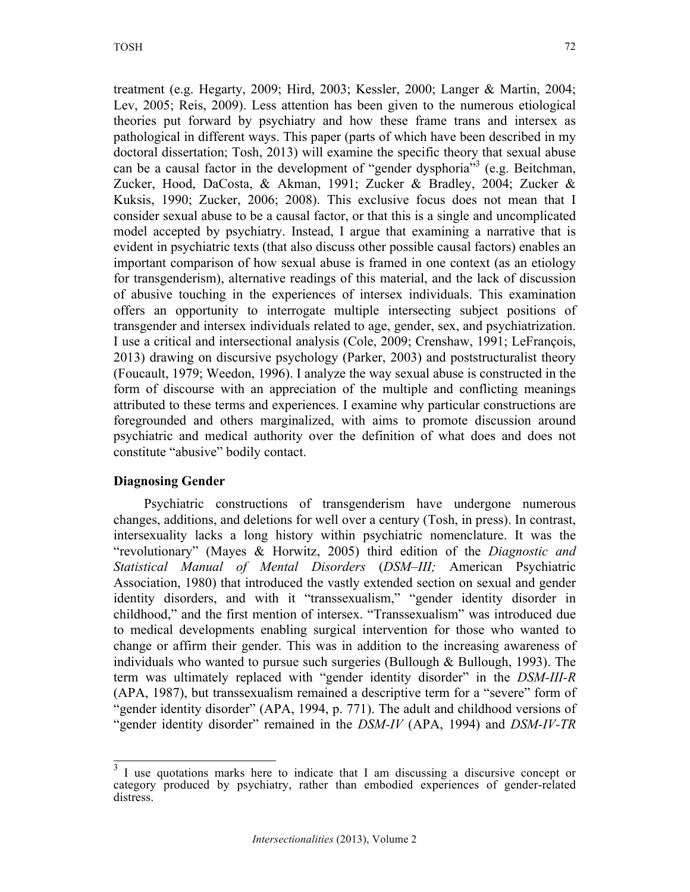treatment (e.g. Hegarty, 2009; Hird, 2003; Kessler, 2000; Langer & Martin, 2004; Lev, 2005; Reis, 2009). Less attention has been given to the numerous etiological theories put forward by psychiatry and how these frame trans and intersex as pathological in different ways. This paper (parts of which have been described in my doctoral dissertation; Tosh, 2013) will examine the specific theory that sexual abuse can be a causal factor in the development of "gender dysphoria"[3] (e.g. Beitchman, Zucker, Hood, DaCosta, & Akman, 1991; Zucker & Bradley, 2004; Zucker & Kuksis, 1990; Zucker, 2006; 2008). This exclusive focus does not mean that I consider sexual abuse to be a causal factor, or that this is a single and uncomplicated model accepted by psychiatry. Instead, I argue that examining a narrative that is evident in psychiatric texts (that also discuss other possible causal factors) enables an important comparison of how sexual abuse is framed in one context (as an etiology for transgenderism), alternative readings of this material, and the lack of discussion of abusive touching in the experiences of intersex individuals. This examination offers an opportunity to interrogate multiple intersecting subject positions of transgender and intersex individuals related to age, gender, sex, and psychiatrization. I use a critical and intersectional analysis (Cole, 2009; Crenshaw, 1991; LeFrançois, 2013) drawing on discursive psychology (Parker, 2003) and poststructuralist theory (Foucault, 1979; Weedon, 1996). I analyze the way sexual abuse is constructed in the form of discourse with an appreciation of the multiple and conflicting meanings attributed to these terms and experiences. I examine why particular constructions are foregrounded and others marginalized, with aims to promote discussion around psychiatric and medical authority over the definition of what does and does not constitute "abusive" bodily contact.

## Diagnosing Gender

Psychiatric constructions of transgenderism have undergone numerous changes, additions, and deletions for well over a century (Tosh, in press). In contrast, intersexuality lacks a long history within psychiatric nomenclature. It was the "revolutionary" (Mayes & Horwitz, 2005) third edition of the *Diagnostic and Statistical Manual of Mental Disorders* (*DSM–III;* American Psychiatric Association, 1980) that introduced the vastly extended section on sexual and gender identity disorders, and with it "transsexualism," "gender identity disorder in childhood," and the first mention of intersex. "Transsexualism" was introduced due to medical developments enabling surgical intervention for those who wanted to change or affirm their gender. This was in addition to the increasing awareness of individuals who wanted to pursue such surgeries (Bullough & Bullough, 1993). The term was ultimately replaced with "gender identity disorder" in the *DSM-III-R* (APA, 1987), but transsexualism remained a descriptive term for a "severe" form of "gender identity disorder" (APA, 1994, p. 771). The adult and childhood versions of "gender identity disorder" remained in the *DSM-IV* (APA, 1994) and *DSM-IV-TR*

[3] I use quotations marks here to indicate that I am discussing a discursive concept or category produced by psychiatry, rather than embodied experiences of gender-related distress.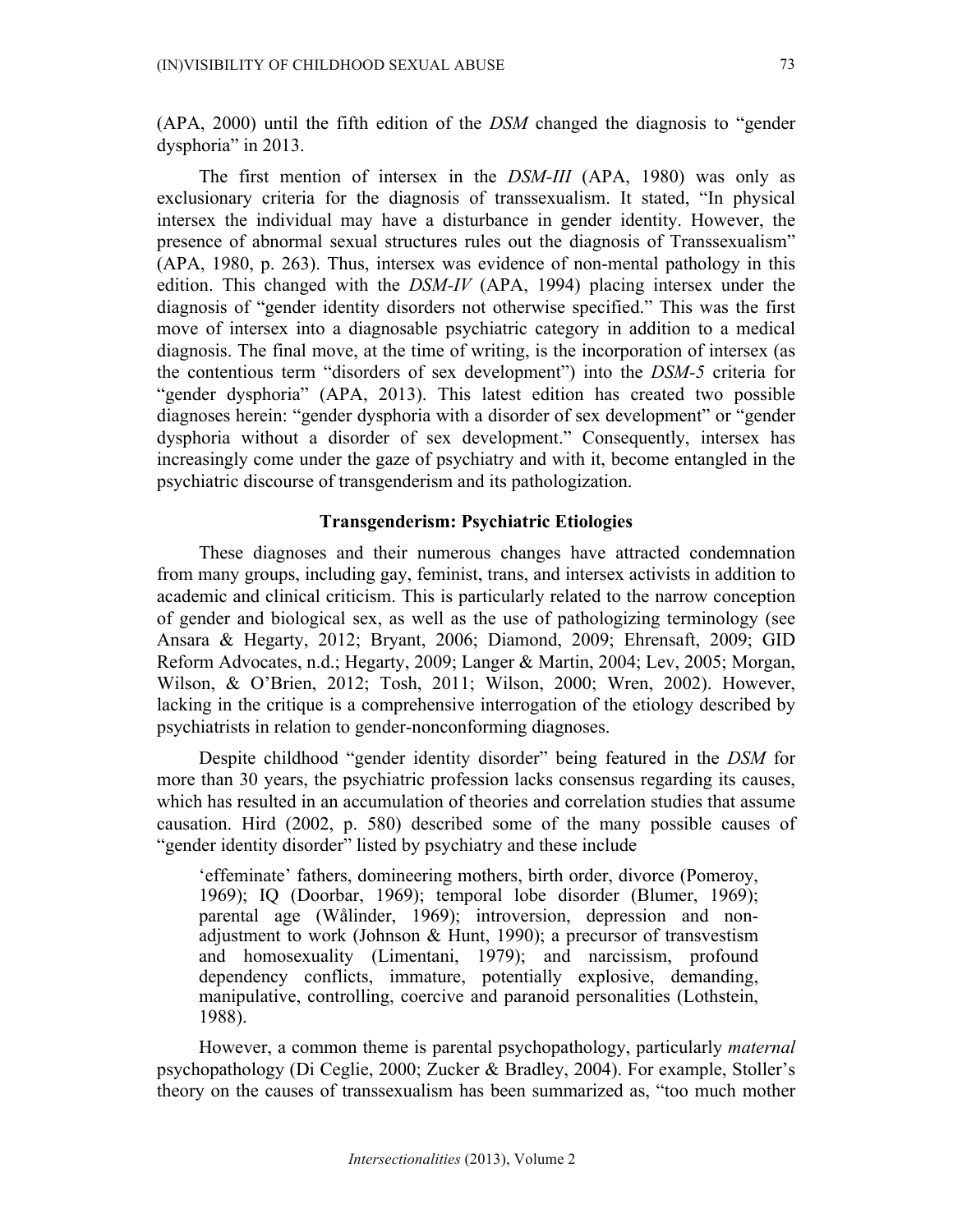(APA, 2000) until the fifth edition of the *DSM* changed the diagnosis to "gender dysphoria" in 2013.

The first mention of intersex in the *DSM-III* (APA, 1980) was only as exclusionary criteria for the diagnosis of transsexualism. It stated, "In physical intersex the individual may have a disturbance in gender identity. However, the presence of abnormal sexual structures rules out the diagnosis of Transsexualism" (APA, 1980, p. 263). Thus, intersex was evidence of non-mental pathology in this edition. This changed with the *DSM-IV* (APA, 1994) placing intersex under the diagnosis of "gender identity disorders not otherwise specified." This was the first move of intersex into a diagnosable psychiatric category in addition to a medical diagnosis. The final move, at the time of writing, is the incorporation of intersex (as the contentious term "disorders of sex development") into the *DSM-5* criteria for "gender dysphoria" (APA, 2013). This latest edition has created two possible diagnoses herein: "gender dysphoria with a disorder of sex development" or "gender dysphoria without a disorder of sex development." Consequently, intersex has increasingly come under the gaze of psychiatry and with it, become entangled in the psychiatric discourse of transgenderism and its pathologization.

## Transgenderism: Psychiatric Etiologies

These diagnoses and their numerous changes have attracted condemnation from many groups, including gay, feminist, trans, and intersex activists in addition to academic and clinical criticism. This is particularly related to the narrow conception of gender and biological sex, as well as the use of pathologizing terminology (see Ansara & Hegarty, 2012; Bryant, 2006; Diamond, 2009; Ehrensaft, 2009; GID Reform Advocates, n.d.; Hegarty, 2009; Langer & Martin, 2004; Lev, 2005; Morgan, Wilson, & O'Brien, 2012; Tosh, 2011; Wilson, 2000; Wren, 2002). However, lacking in the critique is a comprehensive interrogation of the etiology described by psychiatrists in relation to gender-nonconforming diagnoses.

Despite childhood "gender identity disorder" being featured in the *DSM* for more than 30 years, the psychiatric profession lacks consensus regarding its causes, which has resulted in an accumulation of theories and correlation studies that assume causation. Hird (2002, p. 580) described some of the many possible causes of "gender identity disorder" listed by psychiatry and these include

> 'effeminate' fathers, domineering mothers, birth order, divorce (Pomeroy, 1969); IQ (Doorbar, 1969); temporal lobe disorder (Blumer, 1969); parental age (Wålinder, 1969); introversion, depression and non-adjustment to work (Johnson & Hunt, 1990); a precursor of transvestism and homosexuality (Limentani, 1979); and narcissism, profound dependency conflicts, immature, potentially explosive, demanding, manipulative, controlling, coercive and paranoid personalities (Lothstein, 1988).

However, a common theme is parental psychopathology, particularly *maternal* psychopathology (Di Ceglie, 2000; Zucker & Bradley, 2004). For example, Stoller's theory on the causes of transsexualism has been summarized as, "too much mother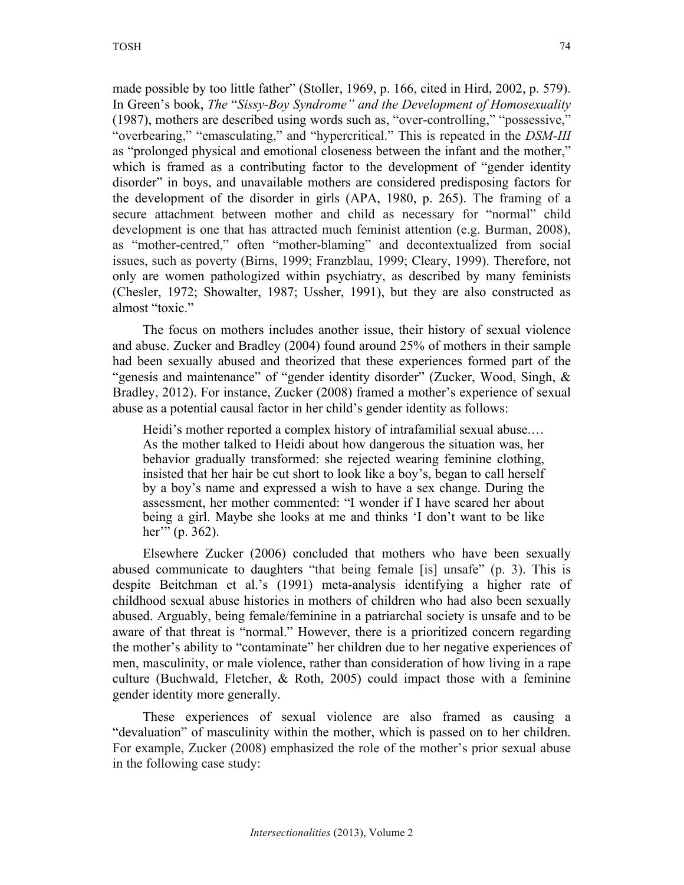made possible by too little father" (Stoller, 1969, p. 166, cited in Hird, 2002, p. 579). In Green's book, *The "Sissy-Boy Syndrome" and the Development of Homosexuality* (1987), mothers are described using words such as, "over-controlling," "possessive," "overbearing," "emasculating," and "hypercritical." This is repeated in the *DSM-III* as "prolonged physical and emotional closeness between the infant and the mother," which is framed as a contributing factor to the development of "gender identity disorder" in boys, and unavailable mothers are considered predisposing factors for the development of the disorder in girls (APA, 1980, p. 265). The framing of a secure attachment between mother and child as necessary for "normal" child development is one that has attracted much feminist attention (e.g. Burman, 2008), as "mother-centred," often "mother-blaming" and decontextualized from social issues, such as poverty (Birns, 1999; Franzblau, 1999; Cleary, 1999). Therefore, not only are women pathologized within psychiatry, as described by many feminists (Chesler, 1972; Showalter, 1987; Ussher, 1991), but they are also constructed as almost "toxic."

The focus on mothers includes another issue, their history of sexual violence and abuse. Zucker and Bradley (2004) found around 25% of mothers in their sample had been sexually abused and theorized that these experiences formed part of the "genesis and maintenance" of "gender identity disorder" (Zucker, Wood, Singh, & Bradley, 2012). For instance, Zucker (2008) framed a mother's experience of sexual abuse as a potential causal factor in her child's gender identity as follows:

> Heidi's mother reported a complex history of intrafamilial sexual abuse.… As the mother talked to Heidi about how dangerous the situation was, her behavior gradually transformed: she rejected wearing feminine clothing, insisted that her hair be cut short to look like a boy's, began to call herself by a boy's name and expressed a wish to have a sex change. During the assessment, her mother commented: "I wonder if I have scared her about being a girl. Maybe she looks at me and thinks 'I don't want to be like her'" (p. 362).

Elsewhere Zucker (2006) concluded that mothers who have been sexually abused communicate to daughters "that being female [is] unsafe" (p. 3). This is despite Beitchman et al.'s (1991) meta-analysis identifying a higher rate of childhood sexual abuse histories in mothers of children who had also been sexually abused. Arguably, being female/feminine in a patriarchal society is unsafe and to be aware of that threat is "normal." However, there is a prioritized concern regarding the mother's ability to "contaminate" her children due to her negative experiences of men, masculinity, or male violence, rather than consideration of how living in a rape culture (Buchwald, Fletcher, & Roth, 2005) could impact those with a feminine gender identity more generally.

These experiences of sexual violence are also framed as causing a "devaluation" of masculinity within the mother, which is passed on to her children. For example, Zucker (2008) emphasized the role of the mother's prior sexual abuse in the following case study: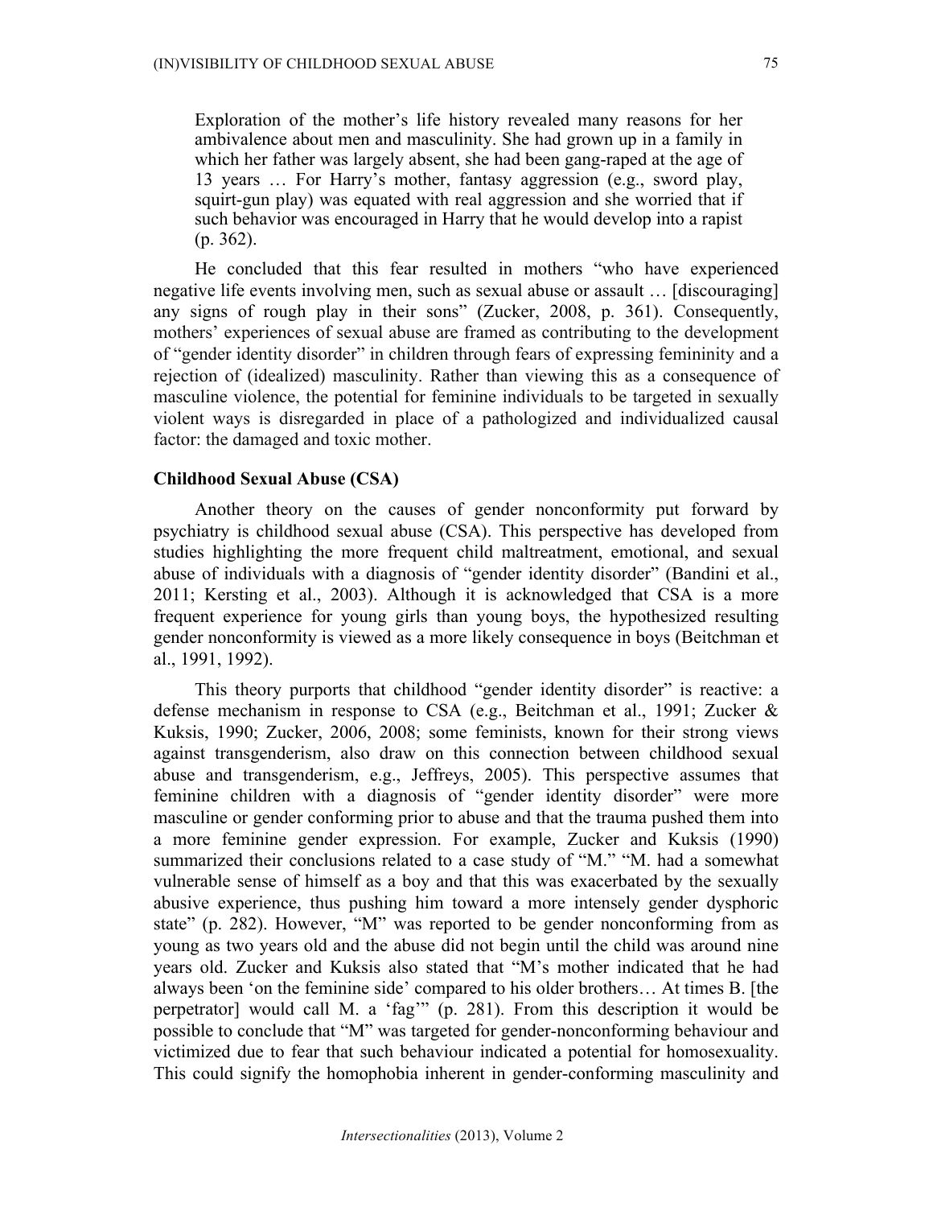> Exploration of the mother's life history revealed many reasons for her ambivalence about men and masculinity. She had grown up in a family in which her father was largely absent, she had been gang-raped at the age of 13 years … For Harry's mother, fantasy aggression (e.g., sword play, squirt-gun play) was equated with real aggression and she worried that if such behavior was encouraged in Harry that he would develop into a rapist (p. 362).

He concluded that this fear resulted in mothers "who have experienced negative life events involving men, such as sexual abuse or assault … [discouraging] any signs of rough play in their sons" (Zucker, 2008, p. 361). Consequently, mothers' experiences of sexual abuse are framed as contributing to the development of "gender identity disorder" in children through fears of expressing femininity and a rejection of (idealized) masculinity. Rather than viewing this as a consequence of masculine violence, the potential for feminine individuals to be targeted in sexually violent ways is disregarded in place of a pathologized and individualized causal factor: the damaged and toxic mother.

### Childhood Sexual Abuse (CSA)

Another theory on the causes of gender nonconformity put forward by psychiatry is childhood sexual abuse (CSA). This perspective has developed from studies highlighting the more frequent child maltreatment, emotional, and sexual abuse of individuals with a diagnosis of "gender identity disorder" (Bandini et al., 2011; Kersting et al., 2003). Although it is acknowledged that CSA is a more frequent experience for young girls than young boys, the hypothesized resulting gender nonconformity is viewed as a more likely consequence in boys (Beitchman et al., 1991, 1992).

This theory purports that childhood "gender identity disorder" is reactive: a defense mechanism in response to CSA (e.g., Beitchman et al., 1991; Zucker & Kuksis, 1990; Zucker, 2006, 2008; some feminists, known for their strong views against transgenderism, also draw on this connection between childhood sexual abuse and transgenderism, e.g., Jeffreys, 2005). This perspective assumes that feminine children with a diagnosis of "gender identity disorder" were more masculine or gender conforming prior to abuse and that the trauma pushed them into a more feminine gender expression. For example, Zucker and Kuksis (1990) summarized their conclusions related to a case study of "M." "M. had a somewhat vulnerable sense of himself as a boy and that this was exacerbated by the sexually abusive experience, thus pushing him toward a more intensely gender dysphoric state" (p. 282). However, "M" was reported to be gender nonconforming from as young as two years old and the abuse did not begin until the child was around nine years old. Zucker and Kuksis also stated that "M's mother indicated that he had always been 'on the feminine side' compared to his older brothers… At times B. [the perpetrator] would call M. a 'fag'" (p. 281). From this description it would be possible to conclude that "M" was targeted for gender-nonconforming behaviour and victimized due to fear that such behaviour indicated a potential for homosexuality. This could signify the homophobia inherent in gender-conforming masculinity and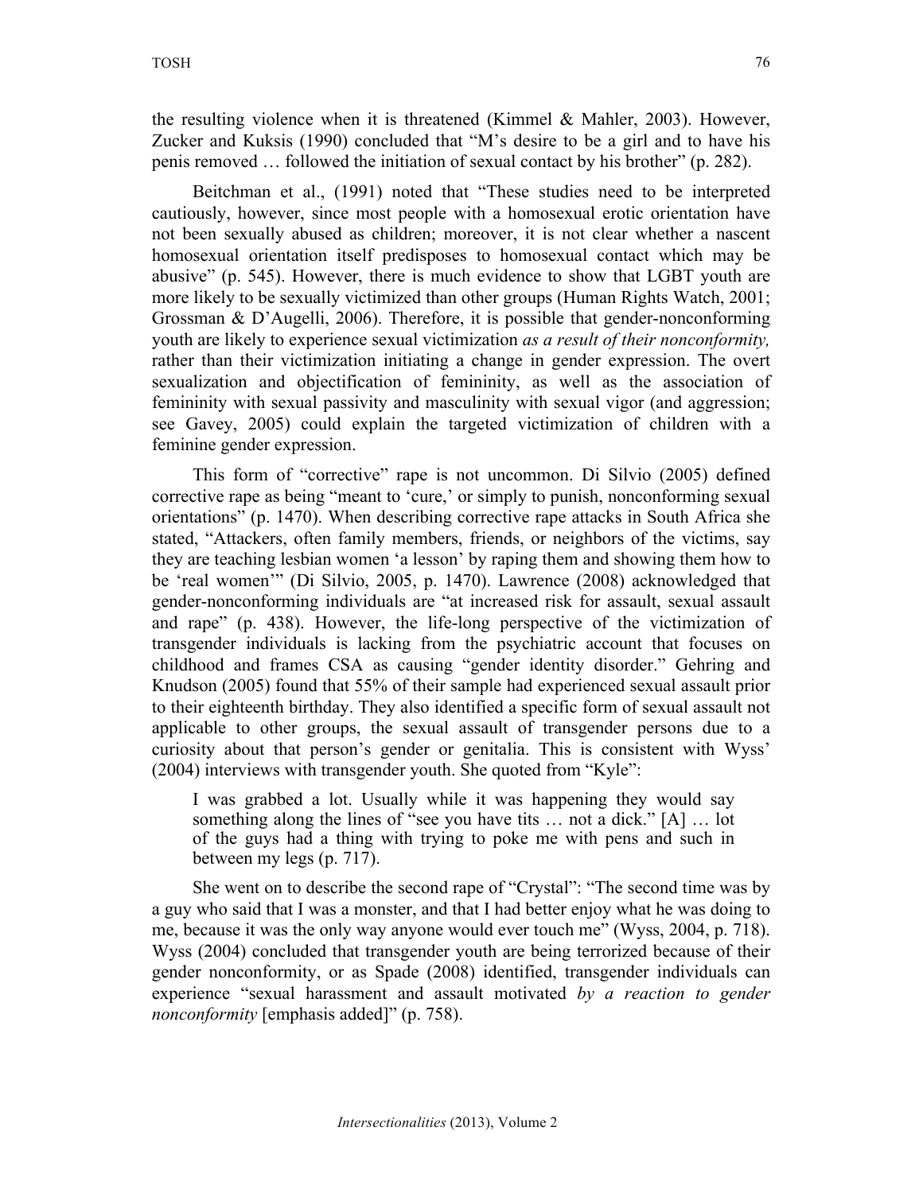the resulting violence when it is threatened (Kimmel & Mahler, 2003). However, Zucker and Kuksis (1990) concluded that "M's desire to be a girl and to have his penis removed … followed the initiation of sexual contact by his brother" (p. 282).

Beitchman et al., (1991) noted that "These studies need to be interpreted cautiously, however, since most people with a homosexual erotic orientation have not been sexually abused as children; moreover, it is not clear whether a nascent homosexual orientation itself predisposes to homosexual contact which may be abusive" (p. 545). However, there is much evidence to show that LGBT youth are more likely to be sexually victimized than other groups (Human Rights Watch, 2001; Grossman & D'Augelli, 2006). Therefore, it is possible that gender-nonconforming youth are likely to experience sexual victimization *as a result of their nonconformity,* rather than their victimization initiating a change in gender expression. The overt sexualization and objectification of femininity, as well as the association of femininity with sexual passivity and masculinity with sexual vigor (and aggression; see Gavey, 2005) could explain the targeted victimization of children with a feminine gender expression.

This form of "corrective" rape is not uncommon. Di Silvio (2005) defined corrective rape as being "meant to 'cure,' or simply to punish, nonconforming sexual orientations" (p. 1470). When describing corrective rape attacks in South Africa she stated, "Attackers, often family members, friends, or neighbors of the victims, say they are teaching lesbian women 'a lesson' by raping them and showing them how to be 'real women'" (Di Silvio, 2005, p. 1470). Lawrence (2008) acknowledged that gender-nonconforming individuals are "at increased risk for assault, sexual assault and rape" (p. 438). However, the life-long perspective of the victimization of transgender individuals is lacking from the psychiatric account that focuses on childhood and frames CSA as causing "gender identity disorder." Gehring and Knudson (2005) found that 55% of their sample had experienced sexual assault prior to their eighteenth birthday. They also identified a specific form of sexual assault not applicable to other groups, the sexual assault of transgender persons due to a curiosity about that person's gender or genitalia. This is consistent with Wyss' (2004) interviews with transgender youth. She quoted from "Kyle":

> I was grabbed a lot. Usually while it was happening they would say something along the lines of "see you have tits … not a dick." [A] … lot of the guys had a thing with trying to poke me with pens and such in between my legs (p. 717).

She went on to describe the second rape of "Crystal": "The second time was by a guy who said that I was a monster, and that I had better enjoy what he was doing to me, because it was the only way anyone would ever touch me" (Wyss, 2004, p. 718). Wyss (2004) concluded that transgender youth are being terrorized because of their gender nonconformity, or as Spade (2008) identified, transgender individuals can experience "sexual harassment and assault motivated *by a reaction to gender nonconformity* [emphasis added]" (p. 758).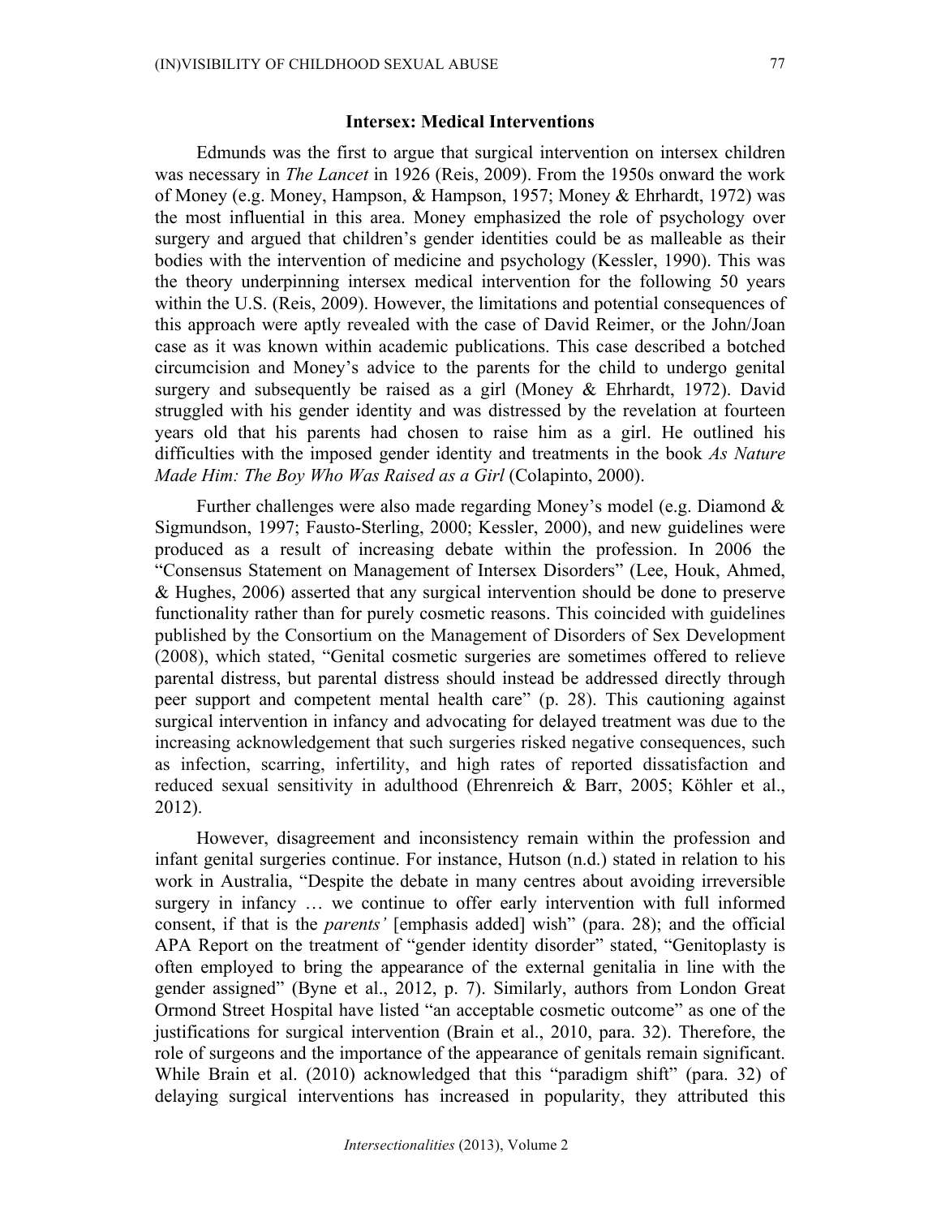## Intersex: Medical Interventions

Edmunds was the first to argue that surgical intervention on intersex children was necessary in *The Lancet* in 1926 (Reis, 2009). From the 1950s onward the work of Money (e.g. Money, Hampson, & Hampson, 1957; Money & Ehrhardt, 1972) was the most influential in this area. Money emphasized the role of psychology over surgery and argued that children's gender identities could be as malleable as their bodies with the intervention of medicine and psychology (Kessler, 1990). This was the theory underpinning intersex medical intervention for the following 50 years within the U.S. (Reis, 2009). However, the limitations and potential consequences of this approach were aptly revealed with the case of David Reimer, or the John/Joan case as it was known within academic publications. This case described a botched circumcision and Money's advice to the parents for the child to undergo genital surgery and subsequently be raised as a girl (Money & Ehrhardt, 1972). David struggled with his gender identity and was distressed by the revelation at fourteen years old that his parents had chosen to raise him as a girl. He outlined his difficulties with the imposed gender identity and treatments in the book *As Nature Made Him: The Boy Who Was Raised as a Girl* (Colapinto, 2000).

Further challenges were also made regarding Money's model (e.g. Diamond & Sigmundson, 1997; Fausto-Sterling, 2000; Kessler, 2000), and new guidelines were produced as a result of increasing debate within the profession. In 2006 the "Consensus Statement on Management of Intersex Disorders" (Lee, Houk, Ahmed, & Hughes, 2006) asserted that any surgical intervention should be done to preserve functionality rather than for purely cosmetic reasons. This coincided with guidelines published by the Consortium on the Management of Disorders of Sex Development (2008), which stated, "Genital cosmetic surgeries are sometimes offered to relieve parental distress, but parental distress should instead be addressed directly through peer support and competent mental health care" (p. 28). This cautioning against surgical intervention in infancy and advocating for delayed treatment was due to the increasing acknowledgement that such surgeries risked negative consequences, such as infection, scarring, infertility, and high rates of reported dissatisfaction and reduced sexual sensitivity in adulthood (Ehrenreich & Barr, 2005; Köhler et al., 2012).

However, disagreement and inconsistency remain within the profession and infant genital surgeries continue. For instance, Hutson (n.d.) stated in relation to his work in Australia, "Despite the debate in many centres about avoiding irreversible surgery in infancy … we continue to offer early intervention with full informed consent, if that is the *parents'* [emphasis added] wish" (para. 28); and the official APA Report on the treatment of "gender identity disorder" stated, "Genitoplasty is often employed to bring the appearance of the external genitalia in line with the gender assigned" (Byne et al., 2012, p. 7). Similarly, authors from London Great Ormond Street Hospital have listed "an acceptable cosmetic outcome" as one of the justifications for surgical intervention (Brain et al., 2010, para. 32). Therefore, the role of surgeons and the importance of the appearance of genitals remain significant. While Brain et al. (2010) acknowledged that this "paradigm shift" (para. 32) of delaying surgical interventions has increased in popularity, they attributed this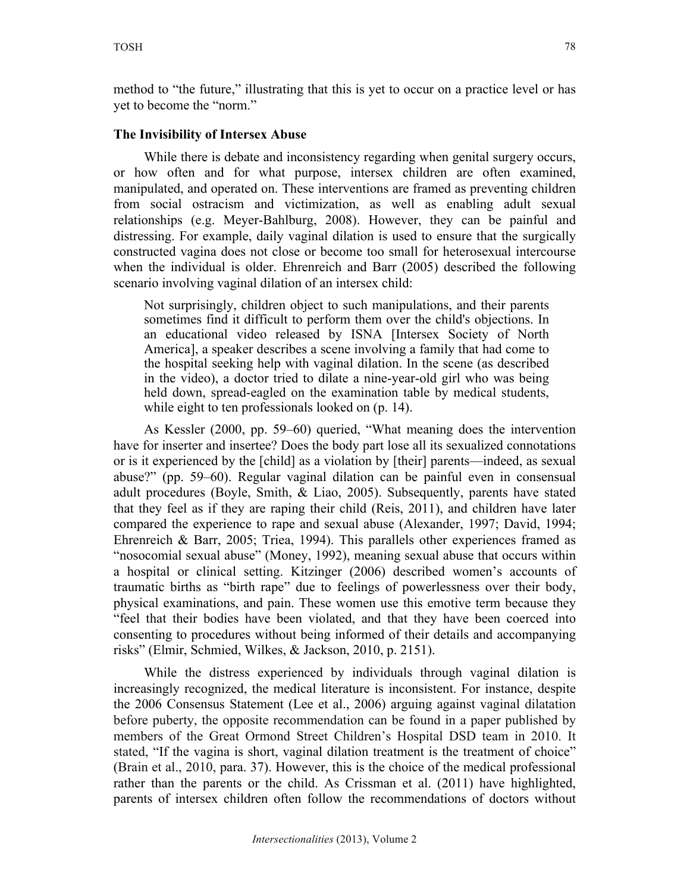method to "the future," illustrating that this is yet to occur on a practice level or has yet to become the "norm."

### The Invisibility of Intersex Abuse

While there is debate and inconsistency regarding when genital surgery occurs, or how often and for what purpose, intersex children are often examined, manipulated, and operated on. These interventions are framed as preventing children from social ostracism and victimization, as well as enabling adult sexual relationships (e.g. Meyer-Bahlburg, 2008). However, they can be painful and distressing. For example, daily vaginal dilation is used to ensure that the surgically constructed vagina does not close or become too small for heterosexual intercourse when the individual is older. Ehrenreich and Barr (2005) described the following scenario involving vaginal dilation of an intersex child:

> Not surprisingly, children object to such manipulations, and their parents sometimes find it difficult to perform them over the child's objections. In an educational video released by ISNA [Intersex Society of North America], a speaker describes a scene involving a family that had come to the hospital seeking help with vaginal dilation. In the scene (as described in the video), a doctor tried to dilate a nine-year-old girl who was being held down, spread-eagled on the examination table by medical students, while eight to ten professionals looked on (p. 14).

As Kessler (2000, pp. 59–60) queried, "What meaning does the intervention have for inserter and insertee? Does the body part lose all its sexualized connotations or is it experienced by the [child] as a violation by [their] parents—indeed, as sexual abuse?" (pp. 59–60). Regular vaginal dilation can be painful even in consensual adult procedures (Boyle, Smith, & Liao, 2005). Subsequently, parents have stated that they feel as if they are raping their child (Reis, 2011), and children have later compared the experience to rape and sexual abuse (Alexander, 1997; David, 1994; Ehrenreich & Barr, 2005; Triea, 1994). This parallels other experiences framed as "nosocomial sexual abuse" (Money, 1992), meaning sexual abuse that occurs within a hospital or clinical setting. Kitzinger (2006) described women's accounts of traumatic births as "birth rape" due to feelings of powerlessness over their body, physical examinations, and pain. These women use this emotive term because they "feel that their bodies have been violated, and that they have been coerced into consenting to procedures without being informed of their details and accompanying risks" (Elmir, Schmied, Wilkes, & Jackson, 2010, p. 2151).

While the distress experienced by individuals through vaginal dilation is increasingly recognized, the medical literature is inconsistent. For instance, despite the 2006 Consensus Statement (Lee et al., 2006) arguing against vaginal dilatation before puberty, the opposite recommendation can be found in a paper published by members of the Great Ormond Street Children's Hospital DSD team in 2010. It stated, "If the vagina is short, vaginal dilation treatment is the treatment of choice" (Brain et al., 2010, para. 37). However, this is the choice of the medical professional rather than the parents or the child. As Crissman et al. (2011) have highlighted, parents of intersex children often follow the recommendations of doctors without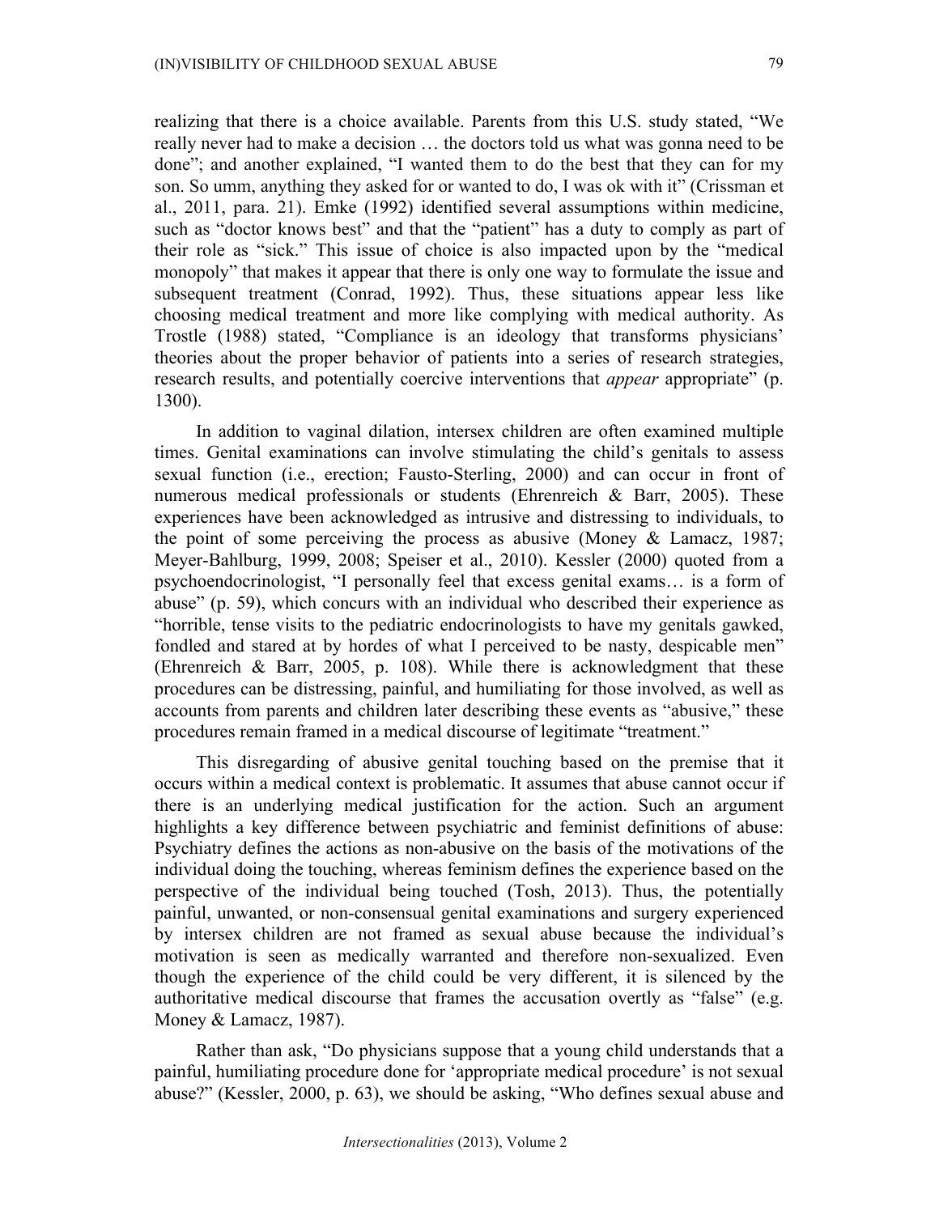realizing that there is a choice available. Parents from this U.S. study stated, "We really never had to make a decision … the doctors told us what was gonna need to be done"; and another explained, "I wanted them to do the best that they can for my son. So umm, anything they asked for or wanted to do, I was ok with it" (Crissman et al., 2011, para. 21). Emke (1992) identified several assumptions within medicine, such as "doctor knows best" and that the "patient" has a duty to comply as part of their role as "sick." This issue of choice is also impacted upon by the "medical monopoly" that makes it appear that there is only one way to formulate the issue and subsequent treatment (Conrad, 1992). Thus, these situations appear less like choosing medical treatment and more like complying with medical authority. As Trostle (1988) stated, "Compliance is an ideology that transforms physicians' theories about the proper behavior of patients into a series of research strategies, research results, and potentially coercive interventions that *appear* appropriate" (p. 1300).

In addition to vaginal dilation, intersex children are often examined multiple times. Genital examinations can involve stimulating the child's genitals to assess sexual function (i.e., erection; Fausto-Sterling, 2000) and can occur in front of numerous medical professionals or students (Ehrenreich & Barr, 2005). These experiences have been acknowledged as intrusive and distressing to individuals, to the point of some perceiving the process as abusive (Money & Lamacz, 1987; Meyer-Bahlburg, 1999, 2008; Speiser et al., 2010). Kessler (2000) quoted from a psychoendocrinologist, "I personally feel that excess genital exams… is a form of abuse" (p. 59), which concurs with an individual who described their experience as "horrible, tense visits to the pediatric endocrinologists to have my genitals gawked, fondled and stared at by hordes of what I perceived to be nasty, despicable men" (Ehrenreich & Barr, 2005, p. 108). While there is acknowledgment that these procedures can be distressing, painful, and humiliating for those involved, as well as accounts from parents and children later describing these events as "abusive," these procedures remain framed in a medical discourse of legitimate "treatment."

This disregarding of abusive genital touching based on the premise that it occurs within a medical context is problematic. It assumes that abuse cannot occur if there is an underlying medical justification for the action. Such an argument highlights a key difference between psychiatric and feminist definitions of abuse: Psychiatry defines the actions as non-abusive on the basis of the motivations of the individual doing the touching, whereas feminism defines the experience based on the perspective of the individual being touched (Tosh, 2013). Thus, the potentially painful, unwanted, or non-consensual genital examinations and surgery experienced by intersex children are not framed as sexual abuse because the individual's motivation is seen as medically warranted and therefore non-sexualized. Even though the experience of the child could be very different, it is silenced by the authoritative medical discourse that frames the accusation overtly as "false" (e.g. Money & Lamacz, 1987).

Rather than ask, "Do physicians suppose that a young child understands that a painful, humiliating procedure done for 'appropriate medical procedure' is not sexual abuse?" (Kessler, 2000, p. 63), we should be asking, "Who defines sexual abuse and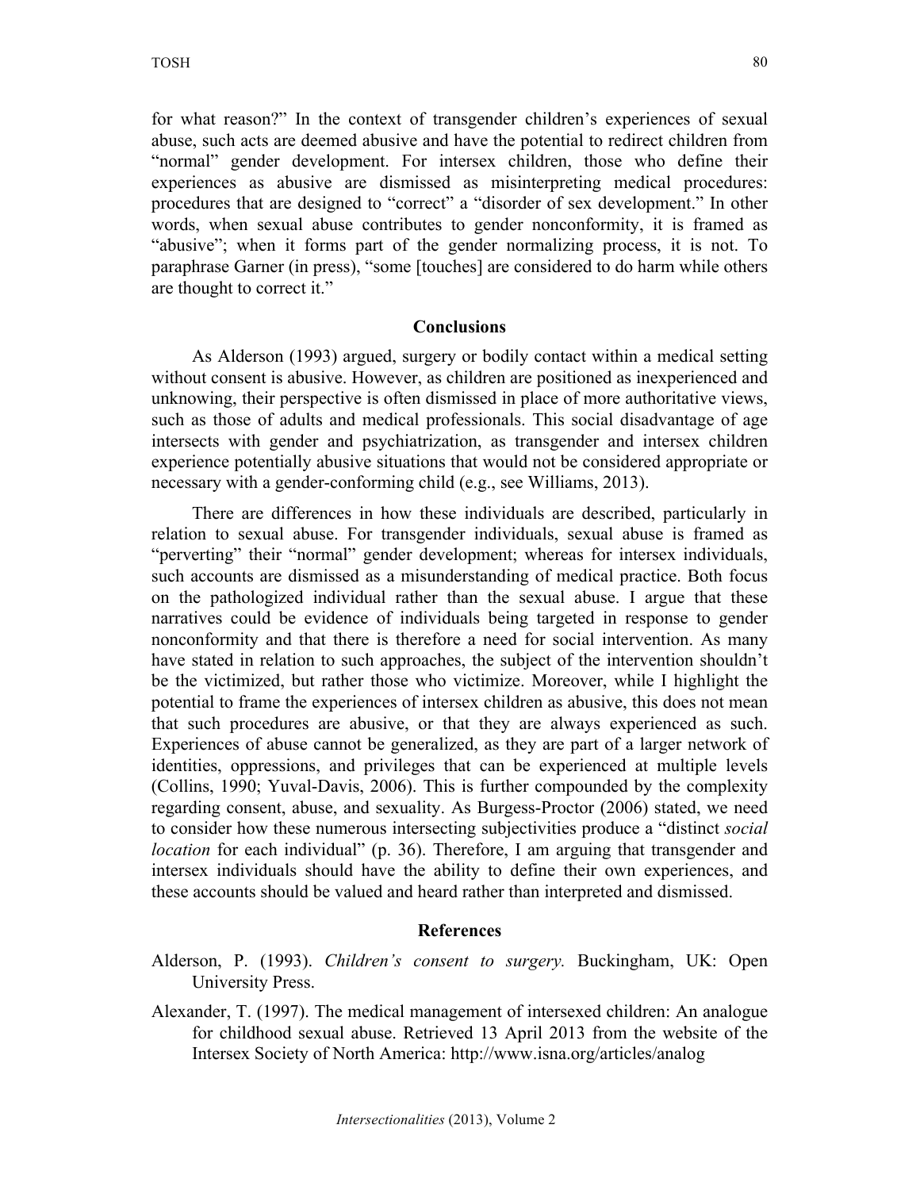for what reason?" In the context of transgender children's experiences of sexual abuse, such acts are deemed abusive and have the potential to redirect children from "normal" gender development. For intersex children, those who define their experiences as abusive are dismissed as misinterpreting medical procedures: procedures that are designed to "correct" a "disorder of sex development." In other words, when sexual abuse contributes to gender nonconformity, it is framed as "abusive"; when it forms part of the gender normalizing process, it is not. To paraphrase Garner (in press), "some [touches] are considered to do harm while others are thought to correct it."

## Conclusions

As Alderson (1993) argued, surgery or bodily contact within a medical setting without consent is abusive. However, as children are positioned as inexperienced and unknowing, their perspective is often dismissed in place of more authoritative views, such as those of adults and medical professionals. This social disadvantage of age intersects with gender and psychiatrization, as transgender and intersex children experience potentially abusive situations that would not be considered appropriate or necessary with a gender-conforming child (e.g., see Williams, 2013).

There are differences in how these individuals are described, particularly in relation to sexual abuse. For transgender individuals, sexual abuse is framed as "perverting" their "normal" gender development; whereas for intersex individuals, such accounts are dismissed as a misunderstanding of medical practice. Both focus on the pathologized individual rather than the sexual abuse. I argue that these narratives could be evidence of individuals being targeted in response to gender nonconformity and that there is therefore a need for social intervention. As many have stated in relation to such approaches, the subject of the intervention shouldn't be the victimized, but rather those who victimize. Moreover, while I highlight the potential to frame the experiences of intersex children as abusive, this does not mean that such procedures are abusive, or that they are always experienced as such. Experiences of abuse cannot be generalized, as they are part of a larger network of identities, oppressions, and privileges that can be experienced at multiple levels (Collins, 1990; Yuval-Davis, 2006). This is further compounded by the complexity regarding consent, abuse, and sexuality. As Burgess-Proctor (2006) stated, we need to consider how these numerous intersecting subjectivities produce a "distinct *social location* for each individual" (p. 36). Therefore, I am arguing that transgender and intersex individuals should have the ability to define their own experiences, and these accounts should be valued and heard rather than interpreted and dismissed.

## References

Alderson, P. (1993). *Children's consent to surgery.* Buckingham, UK: Open University Press.

Alexander, T. (1997). The medical management of intersexed children: An analogue for childhood sexual abuse. Retrieved 13 April 2013 from the website of the Intersex Society of North America: http://www.isna.org/articles/analog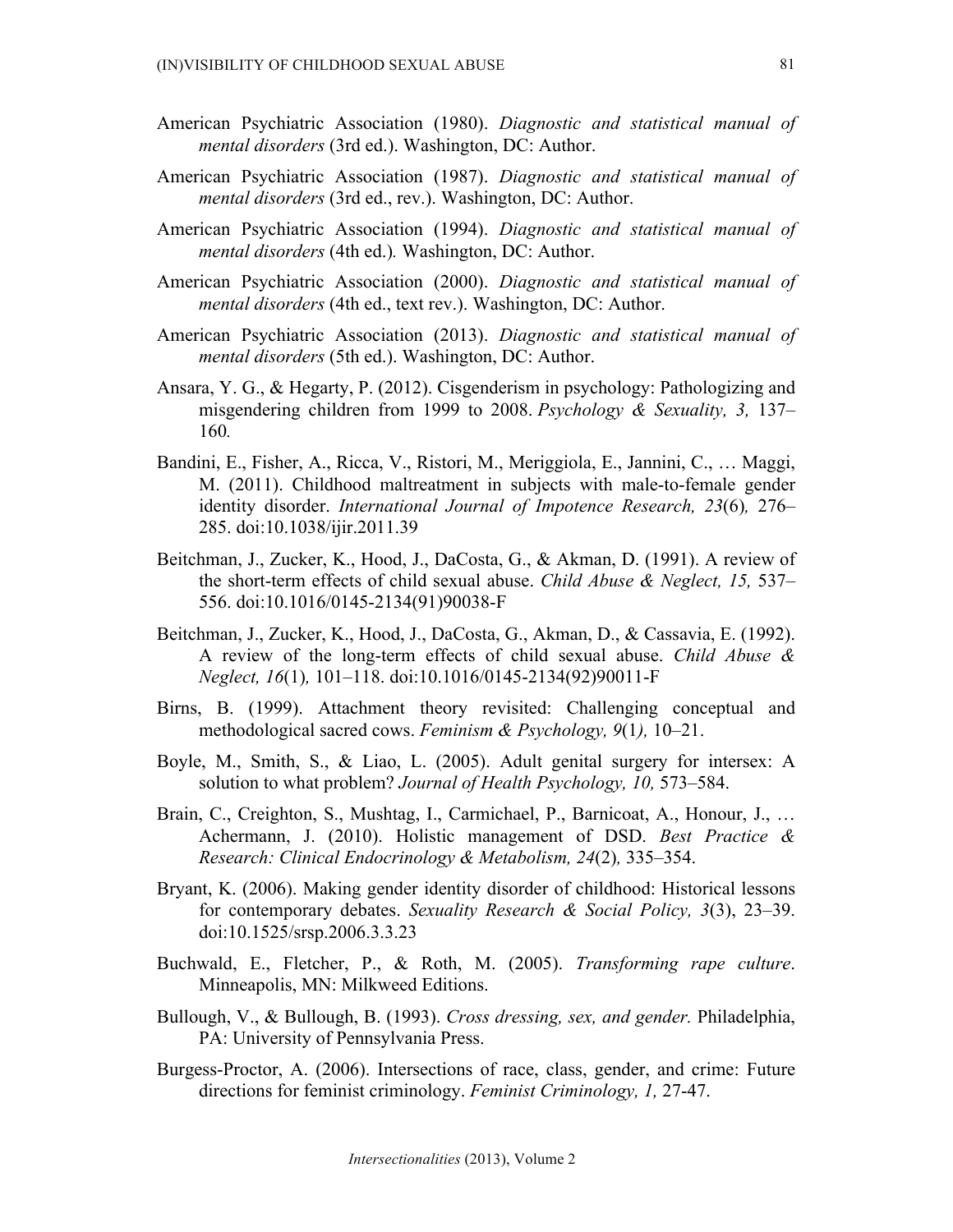American Psychiatric Association (1980). *Diagnostic and statistical manual of mental disorders* (3rd ed.). Washington, DC: Author.

American Psychiatric Association (1987). *Diagnostic and statistical manual of mental disorders* (3rd ed., rev.). Washington, DC: Author.

American Psychiatric Association (1994). *Diagnostic and statistical manual of mental disorders* (4th ed.)*.* Washington, DC: Author.

American Psychiatric Association (2000). *Diagnostic and statistical manual of mental disorders* (4th ed., text rev.). Washington, DC: Author.

American Psychiatric Association (2013). *Diagnostic and statistical manual of mental disorders* (5th ed.). Washington, DC: Author.

Ansara, Y. G., & Hegarty, P. (2012). Cisgenderism in psychology: Pathologizing and misgendering children from 1999 to 2008. *Psychology & Sexuality, 3,* 137–160*.*

Bandini, E., Fisher, A., Ricca, V., Ristori, M., Meriggiola, E., Jannini, C., … Maggi, M. (2011). Childhood maltreatment in subjects with male-to-female gender identity disorder. *International Journal of Impotence Research, 23*(6)*,* 276–285. doi:10.1038/ijir.2011.39

Beitchman, J., Zucker, K., Hood, J., DaCosta, G., & Akman, D. (1991). A review of the short-term effects of child sexual abuse. *Child Abuse & Neglect, 15,* 537–556. doi:10.1016/0145-2134(91)90038-F

Beitchman, J., Zucker, K., Hood, J., DaCosta, G., Akman, D., & Cassavia, E. (1992). A review of the long-term effects of child sexual abuse. *Child Abuse & Neglect, 16*(1)*,* 101–118. doi:10.1016/0145-2134(92)90011-F

Birns, B. (1999). Attachment theory revisited: Challenging conceptual and methodological sacred cows. *Feminism & Psychology, 9*(1*),* 10–21.

Boyle, M., Smith, S., & Liao, L. (2005). Adult genital surgery for intersex: A solution to what problem? *Journal of Health Psychology, 10,* 573–584.

Brain, C., Creighton, S., Mushtag, I., Carmichael, P., Barnicoat, A., Honour, J., … Achermann, J. (2010). Holistic management of DSD. *Best Practice & Research: Clinical Endocrinology & Metabolism, 24*(2)*,* 335–354.

Bryant, K. (2006). Making gender identity disorder of childhood: Historical lessons for contemporary debates. *Sexuality Research & Social Policy, 3*(3), 23–39. doi:10.1525/srsp.2006.3.3.23

Buchwald, E., Fletcher, P., & Roth, M. (2005). *Transforming rape culture*. Minneapolis, MN: Milkweed Editions.

Bullough, V., & Bullough, B. (1993). *Cross dressing, sex, and gender.* Philadelphia, PA: University of Pennsylvania Press.

Burgess-Proctor, A. (2006). Intersections of race, class, gender, and crime: Future directions for feminist criminology. *Feminist Criminology, 1,* 27-47.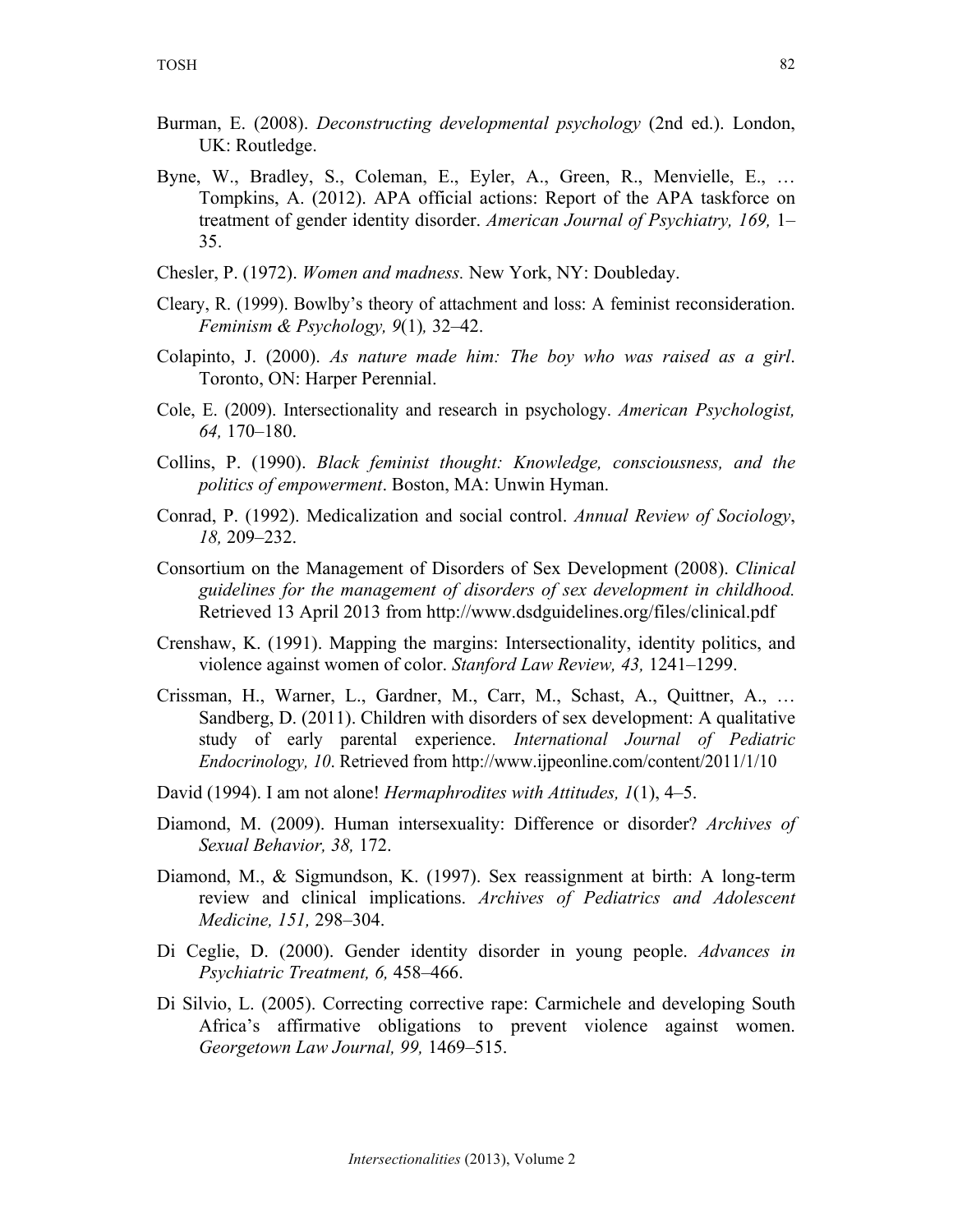Burman, E. (2008). *Deconstructing developmental psychology* (2nd ed.). London, UK: Routledge.

Byne, W., Bradley, S., Coleman, E., Eyler, A., Green, R., Menvielle, E., … Tompkins, A. (2012). APA official actions: Report of the APA taskforce on treatment of gender identity disorder. *American Journal of Psychiatry, 169,* 1–35.

Chesler, P. (1972). *Women and madness.* New York, NY: Doubleday.

Cleary, R. (1999). Bowlby's theory of attachment and loss: A feminist reconsideration. *Feminism & Psychology, 9*(1)*,* 32–42.

Colapinto, J. (2000). *As nature made him: The boy who was raised as a girl*. Toronto, ON: Harper Perennial.

Cole, E. (2009). Intersectionality and research in psychology. *American Psychologist, 64,* 170–180.

Collins, P. (1990). *Black feminist thought: Knowledge, consciousness, and the politics of empowerment*. Boston, MA: Unwin Hyman.

Conrad, P. (1992). Medicalization and social control. *Annual Review of Sociology*, *18,* 209–232.

Consortium on the Management of Disorders of Sex Development (2008). *Clinical guidelines for the management of disorders of sex development in childhood.* Retrieved 13 April 2013 from http://www.dsdguidelines.org/files/clinical.pdf

Crenshaw, K. (1991). Mapping the margins: Intersectionality, identity politics, and violence against women of color. *Stanford Law Review, 43,* 1241–1299.

Crissman, H., Warner, L., Gardner, M., Carr, M., Schast, A., Quittner, A., … Sandberg, D. (2011). Children with disorders of sex development: A qualitative study of early parental experience. *International Journal of Pediatric Endocrinology, 10*. Retrieved from http://www.ijpeonline.com/content/2011/1/10

David (1994). I am not alone! *Hermaphrodites with Attitudes, 1*(1), 4–5.

Diamond, M. (2009). Human intersexuality: Difference or disorder? *Archives of Sexual Behavior, 38,* 172.

Diamond, M., & Sigmundson, K. (1997). Sex reassignment at birth: A long-term review and clinical implications. *Archives of Pediatrics and Adolescent Medicine, 151,* 298–304.

Di Ceglie, D. (2000). Gender identity disorder in young people. *Advances in Psychiatric Treatment, 6,* 458–466.

Di Silvio, L. (2005). Correcting corrective rape: Carmichele and developing South Africa's affirmative obligations to prevent violence against women. *Georgetown Law Journal, 99,* 1469–515.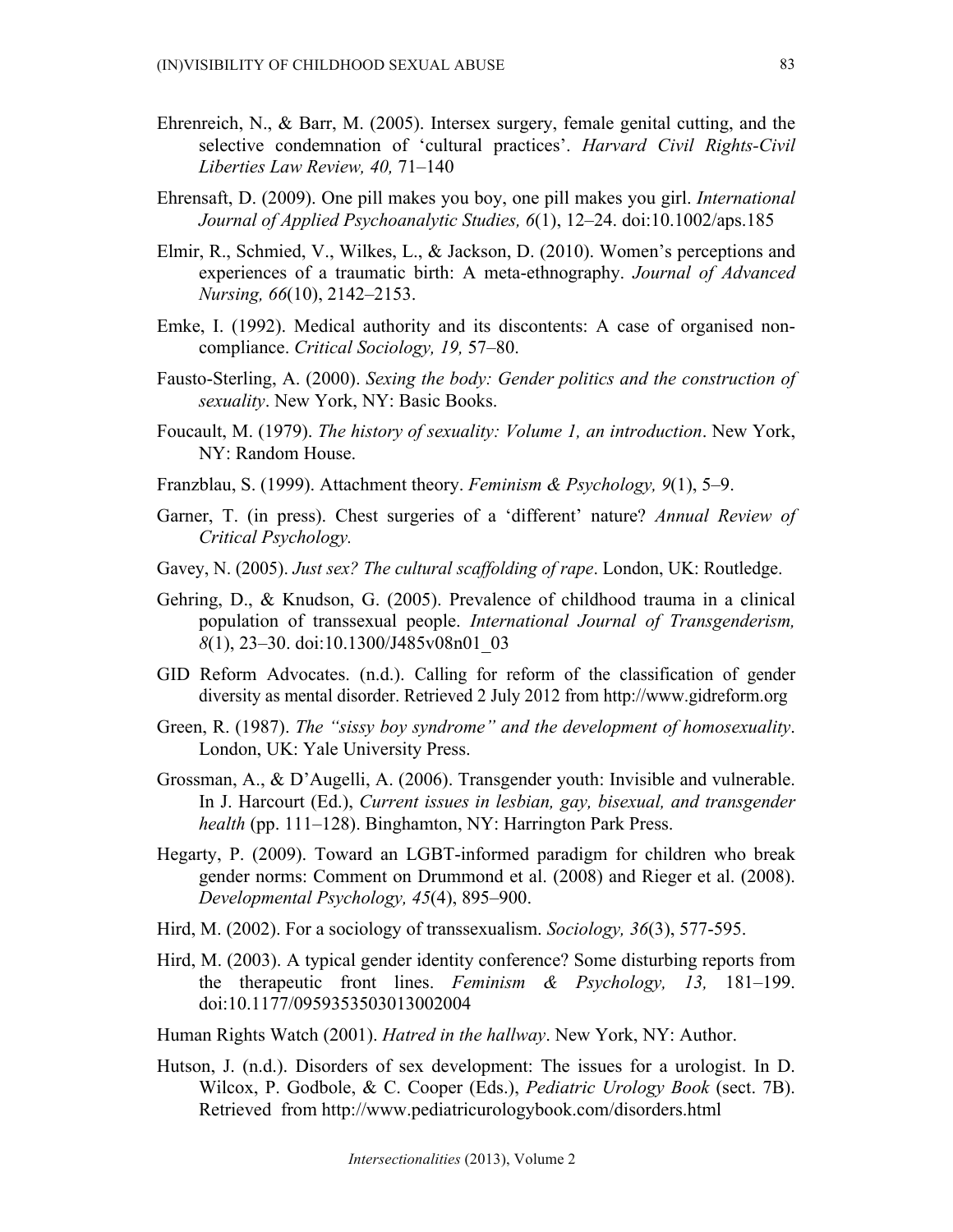Ehrenreich, N., & Barr, M. (2005). Intersex surgery, female genital cutting, and the selective condemnation of 'cultural practices'. *Harvard Civil Rights-Civil Liberties Law Review, 40,* 71–140

Ehrensaft, D. (2009). One pill makes you boy, one pill makes you girl. *International Journal of Applied Psychoanalytic Studies, 6*(1), 12–24. doi:10.1002/aps.185

Elmir, R., Schmied, V., Wilkes, L., & Jackson, D. (2010). Women's perceptions and experiences of a traumatic birth: A meta-ethnography. *Journal of Advanced Nursing, 66*(10), 2142–2153.

Emke, I. (1992). Medical authority and its discontents: A case of organised non-compliance. *Critical Sociology, 19,* 57–80.

Fausto-Sterling, A. (2000). *Sexing the body: Gender politics and the construction of sexuality*. New York, NY: Basic Books.

Foucault, M. (1979). *The history of sexuality: Volume 1, an introduction*. New York, NY: Random House.

Franzblau, S. (1999). Attachment theory. *Feminism & Psychology, 9*(1), 5–9.

Garner, T. (in press). Chest surgeries of a 'different' nature? *Annual Review of Critical Psychology.*

Gavey, N. (2005). *Just sex? The cultural scaffolding of rape*. London, UK: Routledge.

Gehring, D., & Knudson, G. (2005). Prevalence of childhood trauma in a clinical population of transsexual people. *International Journal of Transgenderism, 8*(1), 23–30. doi:10.1300/J485v08n01_03

GID Reform Advocates. (n.d.). Calling for reform of the classification of gender diversity as mental disorder. Retrieved 2 July 2012 from http://www.gidreform.org

Green, R. (1987). *The "sissy boy syndrome" and the development of homosexuality*. London, UK: Yale University Press.

Grossman, A., & D'Augelli, A. (2006). Transgender youth: Invisible and vulnerable. In J. Harcourt (Ed.), *Current issues in lesbian, gay, bisexual, and transgender health* (pp. 111–128). Binghamton, NY: Harrington Park Press.

Hegarty, P. (2009). Toward an LGBT-informed paradigm for children who break gender norms: Comment on Drummond et al. (2008) and Rieger et al. (2008). *Developmental Psychology, 45*(4), 895–900.

Hird, M. (2002). For a sociology of transsexualism. *Sociology, 36*(3), 577-595.

Hird, M. (2003). A typical gender identity conference? Some disturbing reports from the therapeutic front lines. *Feminism & Psychology, 13,* 181–199. doi:10.1177/0959353503013002004

Human Rights Watch (2001). *Hatred in the hallway*. New York, NY: Author.

Hutson, J. (n.d.). Disorders of sex development: The issues for a urologist. In D. Wilcox, P. Godbole, & C. Cooper (Eds.), *Pediatric Urology Book* (sect. 7B). Retrieved from http://www.pediatricurologybook.com/disorders.html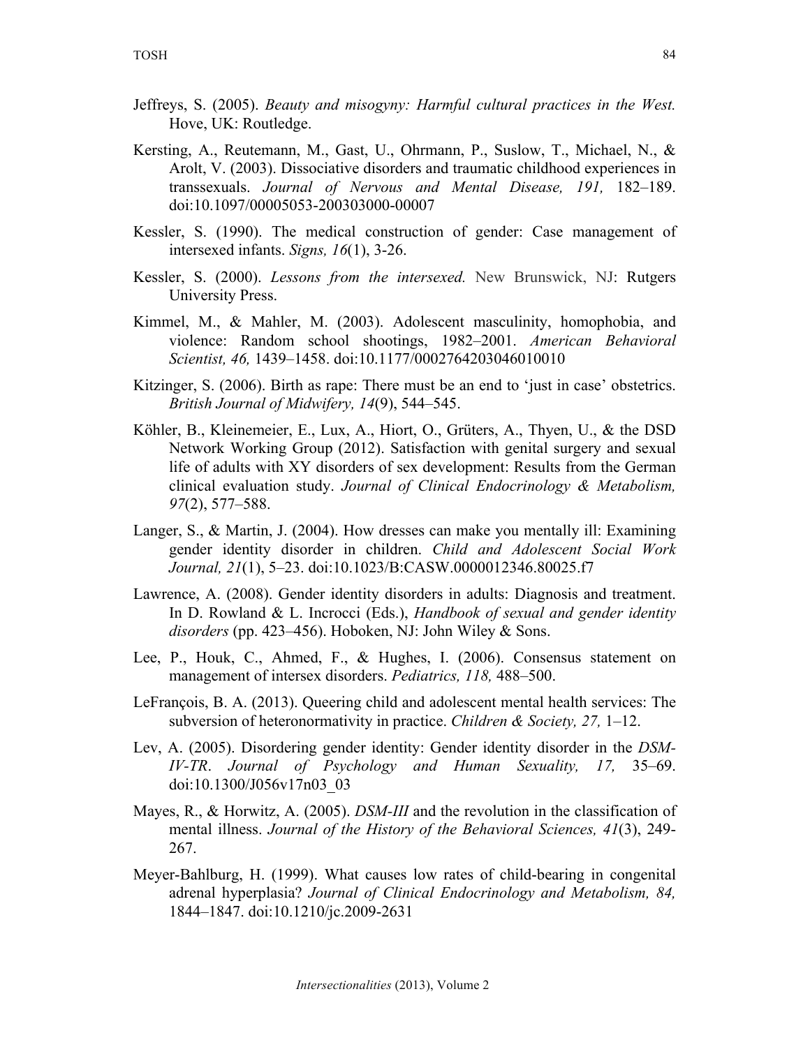Jeffreys, S. (2005). *Beauty and misogyny: Harmful cultural practices in the West.* Hove, UK: Routledge.

Kersting, A., Reutemann, M., Gast, U., Ohrmann, P., Suslow, T., Michael, N., & Arolt, V. (2003). Dissociative disorders and traumatic childhood experiences in transsexuals. *Journal of Nervous and Mental Disease, 191,* 182–189. doi:10.1097/00005053-200303000-00007

Kessler, S. (1990). The medical construction of gender: Case management of intersexed infants. *Signs, 16*(1), 3-26.

Kessler, S. (2000). *Lessons from the intersexed.* New Brunswick, NJ: Rutgers University Press.

Kimmel, M., & Mahler, M. (2003). Adolescent masculinity, homophobia, and violence: Random school shootings, 1982–2001. *American Behavioral Scientist, 46,* 1439–1458. doi:10.1177/0002764203046010010

Kitzinger, S. (2006). Birth as rape: There must be an end to 'just in case' obstetrics. *British Journal of Midwifery, 14*(9), 544–545.

Köhler, B., Kleinemeier, E., Lux, A., Hiort, O., Grüters, A., Thyen, U., & the DSD Network Working Group (2012). Satisfaction with genital surgery and sexual life of adults with XY disorders of sex development: Results from the German clinical evaluation study. *Journal of Clinical Endocrinology & Metabolism, 97*(2), 577–588.

Langer, S., & Martin, J. (2004). How dresses can make you mentally ill: Examining gender identity disorder in children. *Child and Adolescent Social Work Journal, 21*(1), 5–23. doi:10.1023/B:CASW.0000012346.80025.f7

Lawrence, A. (2008). Gender identity disorders in adults: Diagnosis and treatment. In D. Rowland & L. Incrocci (Eds.), *Handbook of sexual and gender identity disorders* (pp. 423–456). Hoboken, NJ: John Wiley & Sons.

Lee, P., Houk, C., Ahmed, F., & Hughes, I. (2006). Consensus statement on management of intersex disorders. *Pediatrics, 118,* 488–500.

LeFrançois, B. A. (2013). Queering child and adolescent mental health services: The subversion of heteronormativity in practice. *Children & Society, 27,* 1–12.

Lev, A. (2005). Disordering gender identity: Gender identity disorder in the *DSM-IV-TR*. *Journal of Psychology and Human Sexuality, 17,* 35–69. doi:10.1300/J056v17n03_03

Mayes, R., & Horwitz, A. (2005). *DSM-III* and the revolution in the classification of mental illness. *Journal of the History of the Behavioral Sciences, 41*(3), 249-267.

Meyer-Bahlburg, H. (1999). What causes low rates of child-bearing in congenital adrenal hyperplasia? *Journal of Clinical Endocrinology and Metabolism, 84,* 1844–1847. doi:10.1210/jc.2009-2631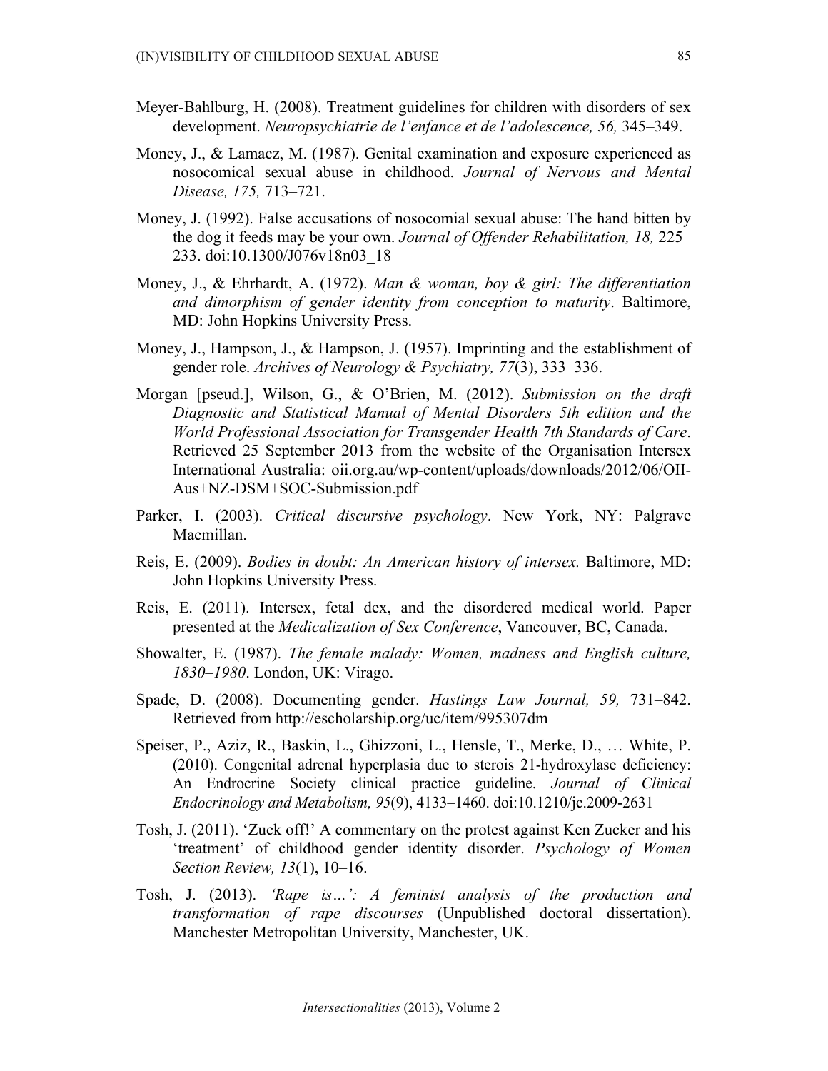Meyer-Bahlburg, H. (2008). Treatment guidelines for children with disorders of sex development. *Neuropsychiatrie de l'enfance et de l'adolescence, 56,* 345–349.

Money, J., & Lamacz, M. (1987). Genital examination and exposure experienced as nosocomical sexual abuse in childhood. *Journal of Nervous and Mental Disease, 175,* 713–721.

Money, J. (1992). False accusations of nosocomial sexual abuse: The hand bitten by the dog it feeds may be your own. *Journal of Offender Rehabilitation, 18,* 225–233. doi:10.1300/J076v18n03_18

Money, J., & Ehrhardt, A. (1972). *Man & woman, boy & girl: The differentiation and dimorphism of gender identity from conception to maturity*. Baltimore, MD: John Hopkins University Press.

Money, J., Hampson, J., & Hampson, J. (1957). Imprinting and the establishment of gender role. *Archives of Neurology & Psychiatry, 77*(3), 333–336.

Morgan [pseud.], Wilson, G., & O'Brien, M. (2012). *Submission on the draft Diagnostic and Statistical Manual of Mental Disorders 5th edition and the World Professional Association for Transgender Health 7th Standards of Care*. Retrieved 25 September 2013 from the website of the Organisation Intersex International Australia: oii.org.au/wp-content/uploads/downloads/2012/06/OII-Aus+NZ-DSM+SOC-Submission.pdf

Parker, I. (2003). *Critical discursive psychology*. New York, NY: Palgrave Macmillan.

Reis, E. (2009). *Bodies in doubt: An American history of intersex.* Baltimore, MD: John Hopkins University Press.

Reis, E. (2011). Intersex, fetal dex, and the disordered medical world. Paper presented at the *Medicalization of Sex Conference*, Vancouver, BC, Canada.

Showalter, E. (1987). *The female malady: Women, madness and English culture, 1830–1980*. London, UK: Virago.

Spade, D. (2008). Documenting gender. *Hastings Law Journal, 59,* 731–842. Retrieved from http://escholarship.org/uc/item/995307dm

Speiser, P., Aziz, R., Baskin, L., Ghizzoni, L., Hensle, T., Merke, D., … White, P. (2010). Congenital adrenal hyperplasia due to sterois 21-hydroxylase deficiency: An Endrocrine Society clinical practice guideline. *Journal of Clinical Endocrinology and Metabolism, 95*(9), 4133–1460. doi:10.1210/jc.2009-2631

Tosh, J. (2011). 'Zuck off!' A commentary on the protest against Ken Zucker and his 'treatment' of childhood gender identity disorder. *Psychology of Women Section Review, 13*(1), 10–16.

Tosh, J. (2013). *'Rape is…': A feminist analysis of the production and transformation of rape discourses* (Unpublished doctoral dissertation). Manchester Metropolitan University, Manchester, UK.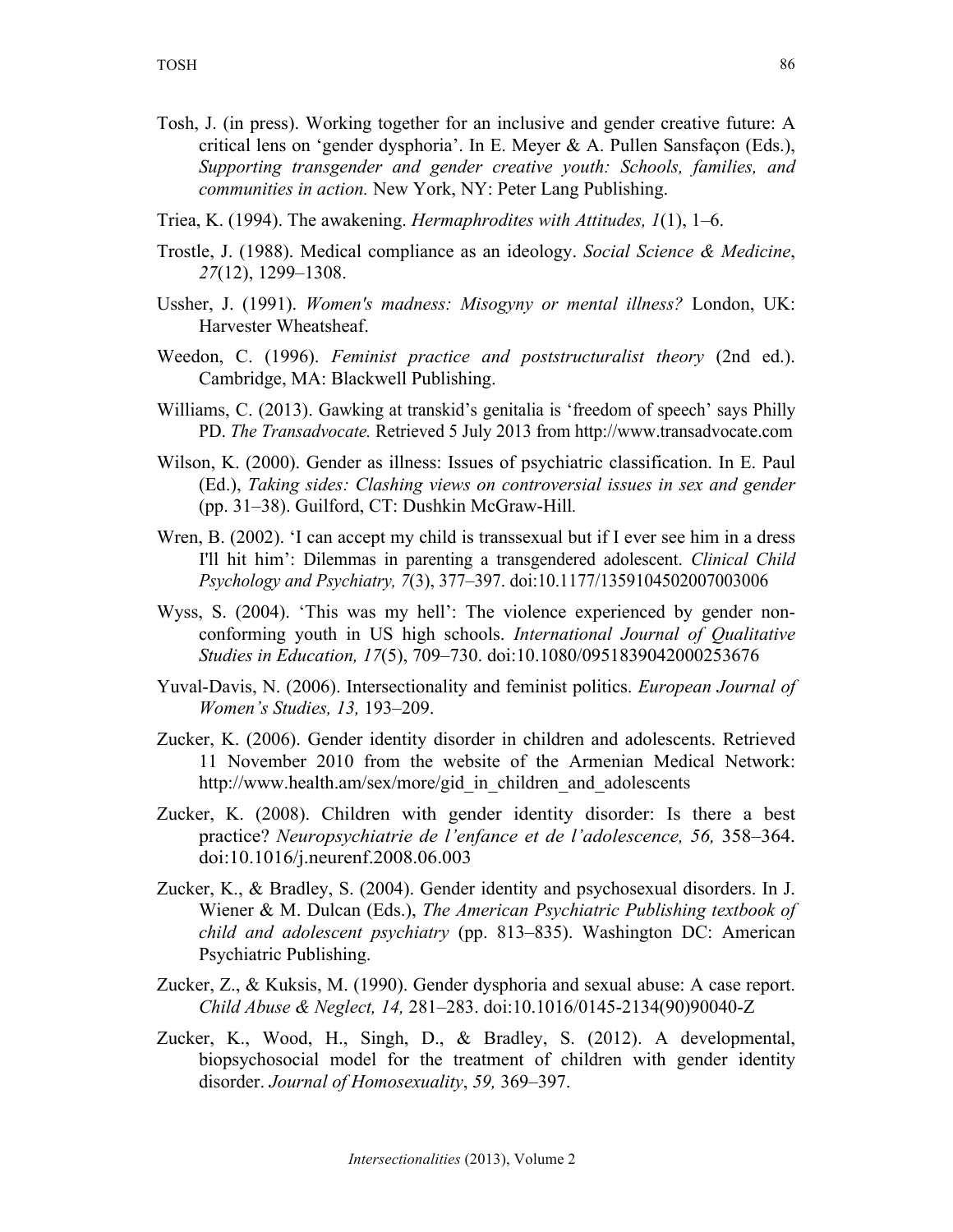Tosh, J. (in press). Working together for an inclusive and gender creative future: A critical lens on 'gender dysphoria'. In E. Meyer & A. Pullen Sansfaçon (Eds.), *Supporting transgender and gender creative youth: Schools, families, and communities in action.* New York, NY: Peter Lang Publishing.

Triea, K. (1994). The awakening. *Hermaphrodites with Attitudes, 1*(1), 1–6.

Trostle, J. (1988). Medical compliance as an ideology. *Social Science & Medicine*, *27*(12), 1299–1308.

Ussher, J. (1991). *Women's madness: Misogyny or mental illness?* London, UK: Harvester Wheatsheaf.

Weedon, C. (1996). *Feminist practice and poststructuralist theory* (2nd ed.). Cambridge, MA: Blackwell Publishing.

Williams, C. (2013). Gawking at transkid's genitalia is 'freedom of speech' says Philly PD. *The Transadvocate.* Retrieved 5 July 2013 from http://www.transadvocate.com

Wilson, K. (2000). Gender as illness: Issues of psychiatric classification. In E. Paul (Ed.), *Taking sides: Clashing views on controversial issues in sex and gender* (pp. 31–38). Guilford, CT: Dushkin McGraw-Hill.

Wren, B. (2002). 'I can accept my child is transsexual but if I ever see him in a dress I'll hit him': Dilemmas in parenting a transgendered adolescent. *Clinical Child Psychology and Psychiatry, 7*(3), 377–397. doi:10.1177/1359104502007003006

Wyss, S. (2004). 'This was my hell': The violence experienced by gender non-conforming youth in US high schools. *International Journal of Qualitative Studies in Education, 17*(5), 709–730. doi:10.1080/0951839042000253676

Yuval-Davis, N. (2006). Intersectionality and feminist politics. *European Journal of Women's Studies, 13,* 193–209.

Zucker, K. (2006). Gender identity disorder in children and adolescents. Retrieved 11 November 2010 from the website of the Armenian Medical Network: http://www.health.am/sex/more/gid_in_children_and_adolescents

Zucker, K. (2008). Children with gender identity disorder: Is there a best practice? *Neuropsychiatrie de l'enfance et de l'adolescence, 56,* 358–364. doi:10.1016/j.neurenf.2008.06.003

Zucker, K., & Bradley, S. (2004). Gender identity and psychosexual disorders. In J. Wiener & M. Dulcan (Eds.), *The American Psychiatric Publishing textbook of child and adolescent psychiatry* (pp. 813–835). Washington DC: American Psychiatric Publishing.

Zucker, Z., & Kuksis, M. (1990). Gender dysphoria and sexual abuse: A case report. *Child Abuse & Neglect, 14,* 281–283. doi:10.1016/0145-2134(90)90040-Z

Zucker, K., Wood, H., Singh, D., & Bradley, S. (2012). A developmental, biopsychosocial model for the treatment of children with gender identity disorder. *Journal of Homosexuality*, *59,* 369–397.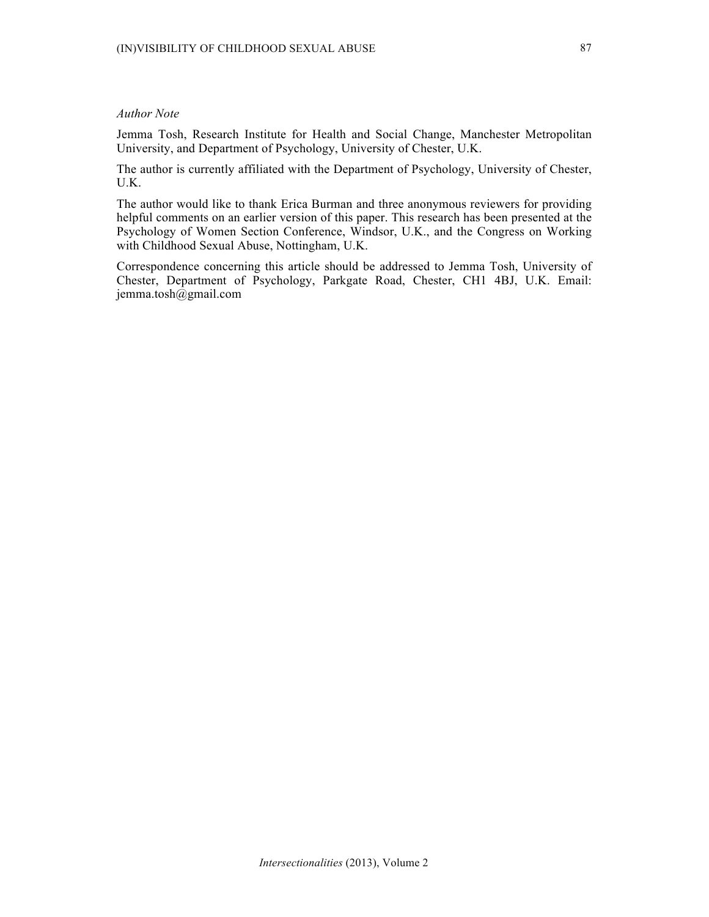*Author Note*

Jemma Tosh, Research Institute for Health and Social Change, Manchester Metropolitan University, and Department of Psychology, University of Chester, U.K.

The author is currently affiliated with the Department of Psychology, University of Chester, U.K.

The author would like to thank Erica Burman and three anonymous reviewers for providing helpful comments on an earlier version of this paper. This research has been presented at the Psychology of Women Section Conference, Windsor, U.K., and the Congress on Working with Childhood Sexual Abuse, Nottingham, U.K.

Correspondence concerning this article should be addressed to Jemma Tosh, University of Chester, Department of Psychology, Parkgate Road, Chester, CH1 4BJ, U.K. Email: jemma.tosh@gmail.com